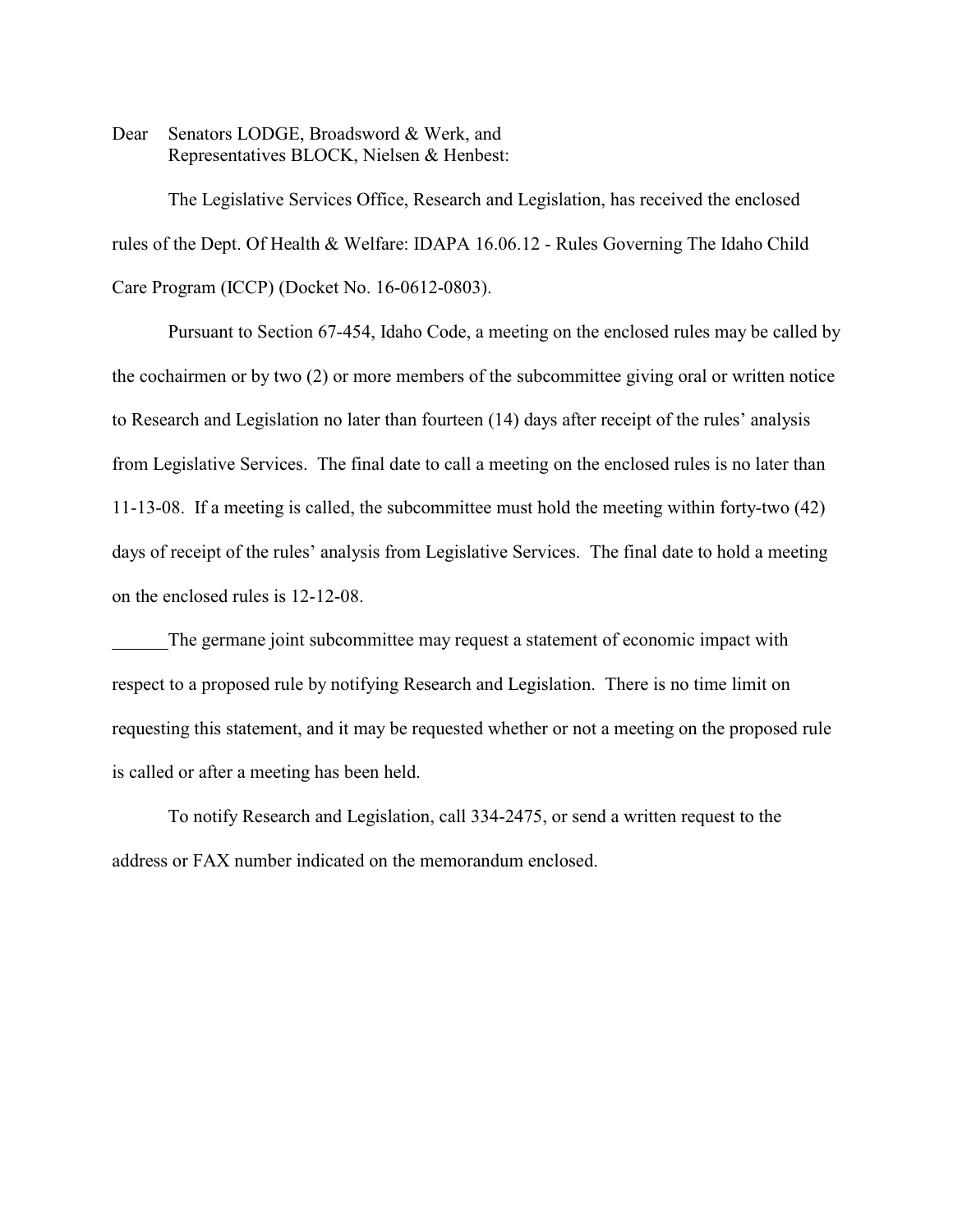Dear Senators LODGE, Broadsword & Werk, and
Representatives BLOCK, Nielsen & Henbest:

The Legislative Services Office, Research and Legislation, has received the enclosed rules of the Dept. Of Health & Welfare: IDAPA 16.06.12 - Rules Governing The Idaho Child Care Program (ICCP) (Docket No. 16-0612-0803).

Pursuant to Section 67-454, Idaho Code, a meeting on the enclosed rules may be called by the cochairmen or by two (2) or more members of the subcommittee giving oral or written notice to Research and Legislation no later than fourteen (14) days after receipt of the rules' analysis from Legislative Services. The final date to call a meeting on the enclosed rules is no later than 11-13-08. If a meeting is called, the subcommittee must hold the meeting within forty-two (42) days of receipt of the rules' analysis from Legislative Services. The final date to hold a meeting on the enclosed rules is 12-12-08.

______The germane joint subcommittee may request a statement of economic impact with respect to a proposed rule by notifying Research and Legislation. There is no time limit on requesting this statement, and it may be requested whether or not a meeting on the proposed rule is called or after a meeting has been held.

To notify Research and Legislation, call 334-2475, or send a written request to the address or FAX number indicated on the memorandum enclosed.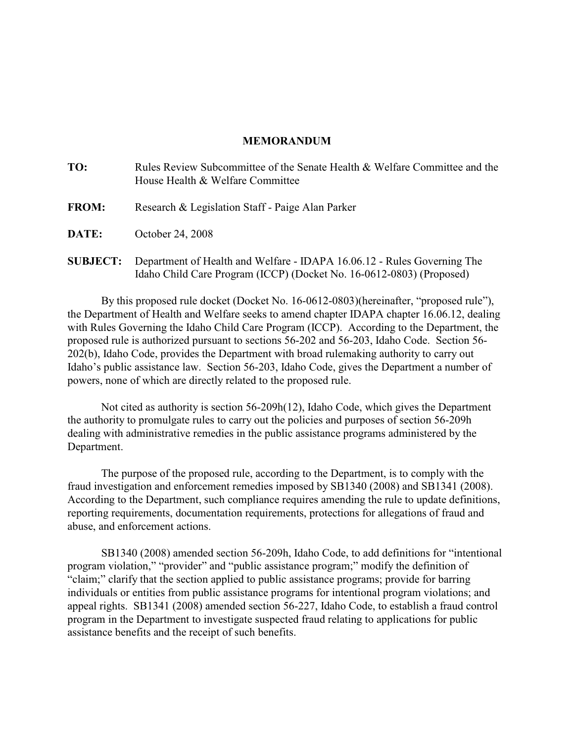# MEMORANDUM

**TO:** Rules Review Subcommittee of the Senate Health & Welfare Committee and the House Health & Welfare Committee

**FROM:** Research & Legislation Staff - Paige Alan Parker

**DATE:** October 24, 2008

**SUBJECT:** Department of Health and Welfare - IDAPA 16.06.12 - Rules Governing The Idaho Child Care Program (ICCP) (Docket No. 16-0612-0803) (Proposed)

By this proposed rule docket (Docket No. 16-0612-0803)(hereinafter, "proposed rule"), the Department of Health and Welfare seeks to amend chapter IDAPA chapter 16.06.12, dealing with Rules Governing the Idaho Child Care Program (ICCP). According to the Department, the proposed rule is authorized pursuant to sections 56-202 and 56-203, Idaho Code. Section 56-202(b), Idaho Code, provides the Department with broad rulemaking authority to carry out Idaho's public assistance law. Section 56-203, Idaho Code, gives the Department a number of powers, none of which are directly related to the proposed rule.

Not cited as authority is section 56-209h(12), Idaho Code, which gives the Department the authority to promulgate rules to carry out the policies and purposes of section 56-209h dealing with administrative remedies in the public assistance programs administered by the Department.

The purpose of the proposed rule, according to the Department, is to comply with the fraud investigation and enforcement remedies imposed by SB1340 (2008) and SB1341 (2008). According to the Department, such compliance requires amending the rule to update definitions, reporting requirements, documentation requirements, protections for allegations of fraud and abuse, and enforcement actions.

SB1340 (2008) amended section 56-209h, Idaho Code, to add definitions for "intentional program violation," "provider" and "public assistance program;" modify the definition of "claim;" clarify that the section applied to public assistance programs; provide for barring individuals or entities from public assistance programs for intentional program violations; and appeal rights. SB1341 (2008) amended section 56-227, Idaho Code, to establish a fraud control program in the Department to investigate suspected fraud relating to applications for public assistance benefits and the receipt of such benefits.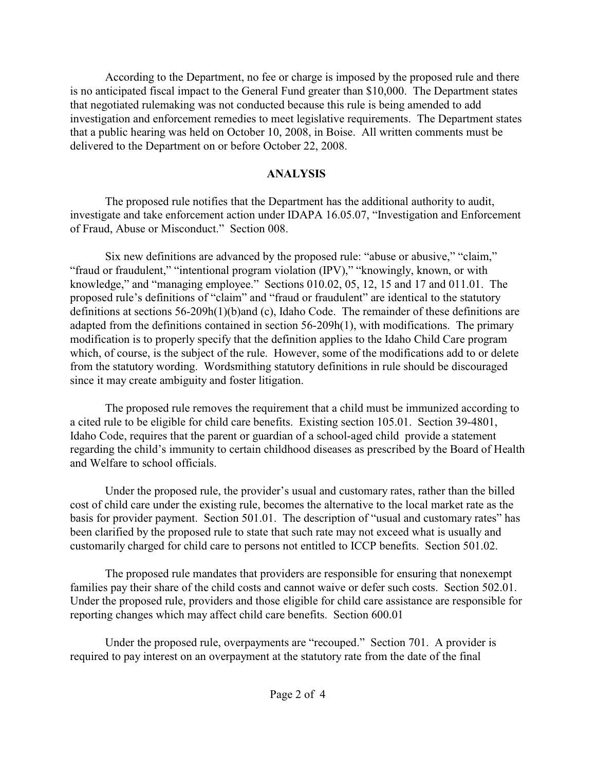According to the Department, no fee or charge is imposed by the proposed rule and there is no anticipated fiscal impact to the General Fund greater than $10,000. The Department states that negotiated rulemaking was not conducted because this rule is being amended to add investigation and enforcement remedies to meet legislative requirements. The Department states that a public hearing was held on October 10, 2008, in Boise. All written comments must be delivered to the Department on or before October 22, 2008.

## ANALYSIS

The proposed rule notifies that the Department has the additional authority to audit, investigate and take enforcement action under IDAPA 16.05.07, "Investigation and Enforcement of Fraud, Abuse or Misconduct." Section 008.

Six new definitions are advanced by the proposed rule: "abuse or abusive," "claim," "fraud or fraudulent," "intentional program violation (IPV)," "knowingly, known, or with knowledge," and "managing employee." Sections 010.02, 05, 12, 15 and 17 and 011.01. The proposed rule's definitions of "claim" and "fraud or fraudulent" are identical to the statutory definitions at sections 56-209h(1)(b)and (c), Idaho Code. The remainder of these definitions are adapted from the definitions contained in section 56-209h(1), with modifications. The primary modification is to properly specify that the definition applies to the Idaho Child Care program which, of course, is the subject of the rule. However, some of the modifications add to or delete from the statutory wording. Wordsmithing statutory definitions in rule should be discouraged since it may create ambiguity and foster litigation.

The proposed rule removes the requirement that a child must be immunized according to a cited rule to be eligible for child care benefits. Existing section 105.01. Section 39-4801, Idaho Code, requires that the parent or guardian of a school-aged child provide a statement regarding the child's immunity to certain childhood diseases as prescribed by the Board of Health and Welfare to school officials.

Under the proposed rule, the provider's usual and customary rates, rather than the billed cost of child care under the existing rule, becomes the alternative to the local market rate as the basis for provider payment. Section 501.01. The description of "usual and customary rates" has been clarified by the proposed rule to state that such rate may not exceed what is usually and customarily charged for child care to persons not entitled to ICCP benefits. Section 501.02.

The proposed rule mandates that providers are responsible for ensuring that nonexempt families pay their share of the child costs and cannot waive or defer such costs. Section 502.01. Under the proposed rule, providers and those eligible for child care assistance are responsible for reporting changes which may affect child care benefits. Section 600.01

Under the proposed rule, overpayments are "recouped." Section 701. A provider is required to pay interest on an overpayment at the statutory rate from the date of the final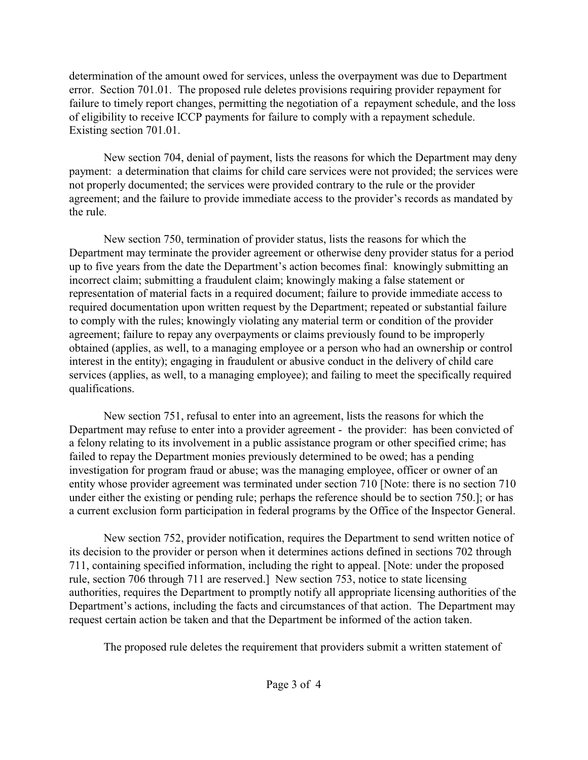determination of the amount owed for services, unless the overpayment was due to Department error. Section 701.01. The proposed rule deletes provisions requiring provider repayment for failure to timely report changes, permitting the negotiation of a repayment schedule, and the loss of eligibility to receive ICCP payments for failure to comply with a repayment schedule. Existing section 701.01.

New section 704, denial of payment, lists the reasons for which the Department may deny payment: a determination that claims for child care services were not provided; the services were not properly documented; the services were provided contrary to the rule or the provider agreement; and the failure to provide immediate access to the provider's records as mandated by the rule.

New section 750, termination of provider status, lists the reasons for which the Department may terminate the provider agreement or otherwise deny provider status for a period up to five years from the date the Department's action becomes final: knowingly submitting an incorrect claim; submitting a fraudulent claim; knowingly making a false statement or representation of material facts in a required document; failure to provide immediate access to required documentation upon written request by the Department; repeated or substantial failure to comply with the rules; knowingly violating any material term or condition of the provider agreement; failure to repay any overpayments or claims previously found to be improperly obtained (applies, as well, to a managing employee or a person who had an ownership or control interest in the entity); engaging in fraudulent or abusive conduct in the delivery of child care services (applies, as well, to a managing employee); and failing to meet the specifically required qualifications.

New section 751, refusal to enter into an agreement, lists the reasons for which the Department may refuse to enter into a provider agreement - the provider: has been convicted of a felony relating to its involvement in a public assistance program or other specified crime; has failed to repay the Department monies previously determined to be owed; has a pending investigation for program fraud or abuse; was the managing employee, officer or owner of an entity whose provider agreement was terminated under section 710 [Note: there is no section 710 under either the existing or pending rule; perhaps the reference should be to section 750.]; or has a current exclusion form participation in federal programs by the Office of the Inspector General.

New section 752, provider notification, requires the Department to send written notice of its decision to the provider or person when it determines actions defined in sections 702 through 711, containing specified information, including the right to appeal. [Note: under the proposed rule, section 706 through 711 are reserved.] New section 753, notice to state licensing authorities, requires the Department to promptly notify all appropriate licensing authorities of the Department's actions, including the facts and circumstances of that action. The Department may request certain action be taken and that the Department be informed of the action taken.

The proposed rule deletes the requirement that providers submit a written statement of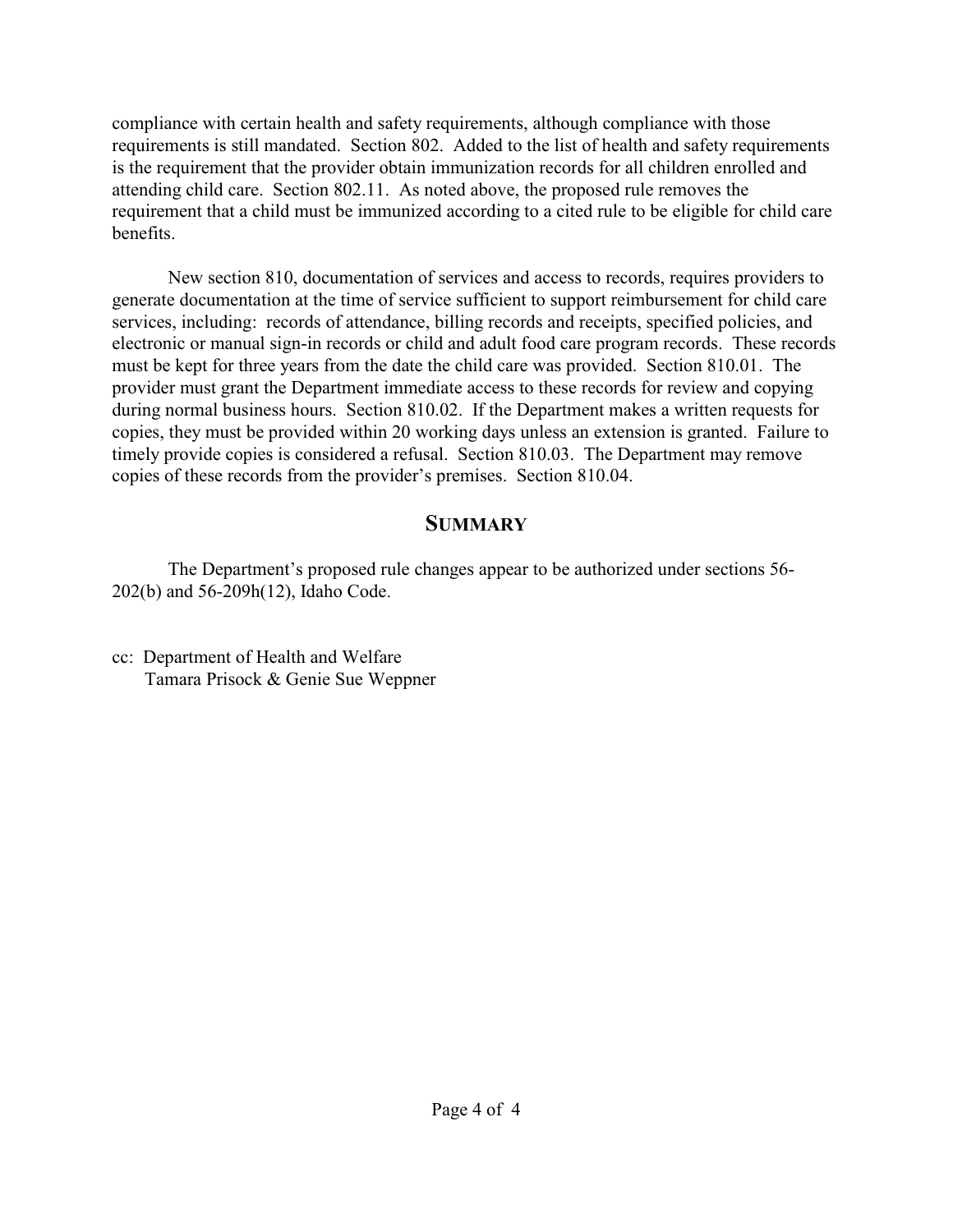compliance with certain health and safety requirements, although compliance with those requirements is still mandated. Section 802. Added to the list of health and safety requirements is the requirement that the provider obtain immunization records for all children enrolled and attending child care. Section 802.11. As noted above, the proposed rule removes the requirement that a child must be immunized according to a cited rule to be eligible for child care benefits.

New section 810, documentation of services and access to records, requires providers to generate documentation at the time of service sufficient to support reimbursement for child care services, including: records of attendance, billing records and receipts, specified policies, and electronic or manual sign-in records or child and adult food care program records. These records must be kept for three years from the date the child care was provided. Section 810.01. The provider must grant the Department immediate access to these records for review and copying during normal business hours. Section 810.02. If the Department makes a written requests for copies, they must be provided within 20 working days unless an extension is granted. Failure to timely provide copies is considered a refusal. Section 810.03. The Department may remove copies of these records from the provider's premises. Section 810.04.

## SUMMARY

The Department's proposed rule changes appear to be authorized under sections 56-202(b) and 56-209h(12), Idaho Code.

cc: Department of Health and Welfare
Tamara Prisock & Genie Sue Weppner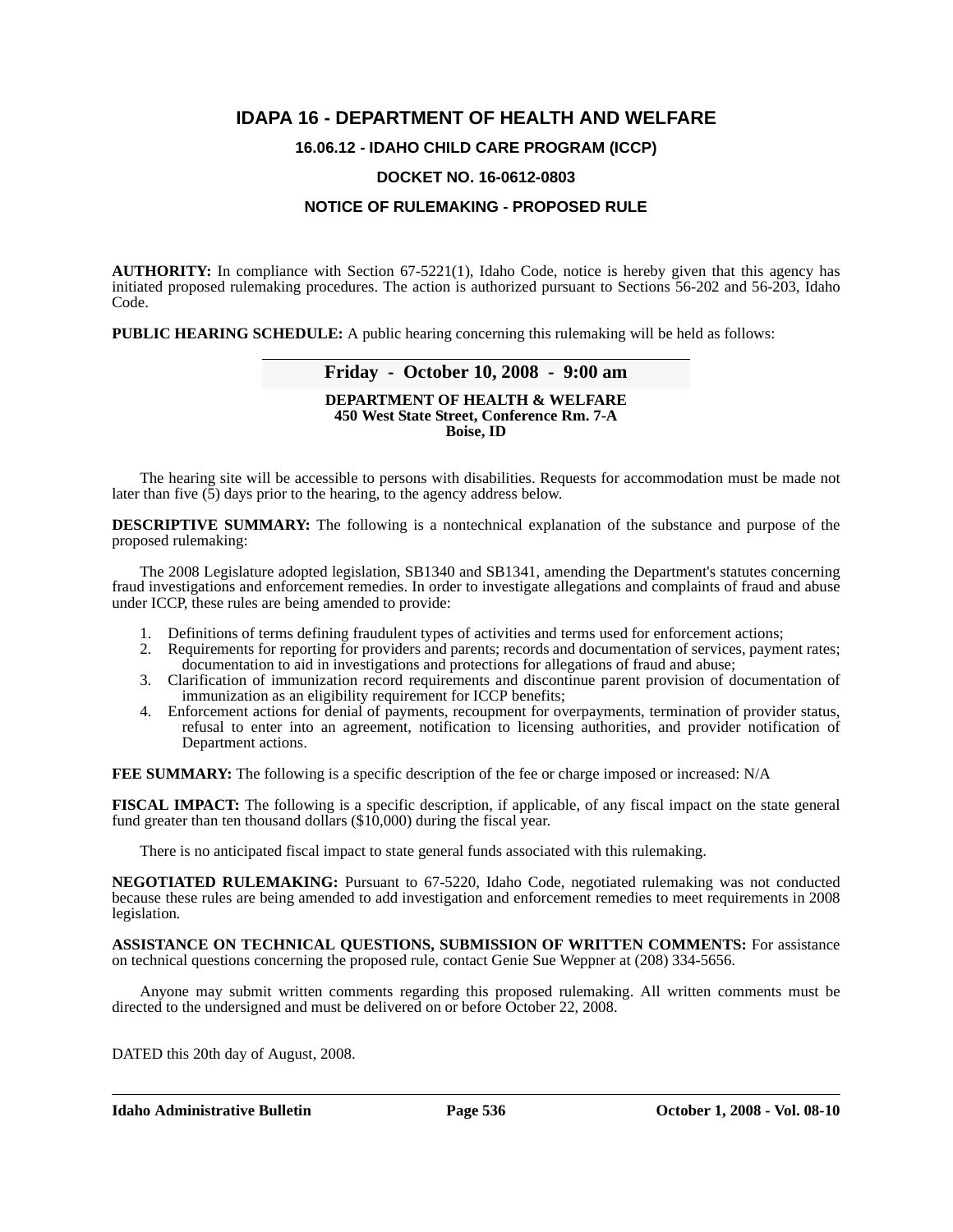# IDAPA 16 - DEPARTMENT OF HEALTH AND WELFARE

## 16.06.12 - IDAHO CHILD CARE PROGRAM (ICCP)

## DOCKET NO. 16-0612-0803

## NOTICE OF RULEMAKING - PROPOSED RULE

**AUTHORITY:** In compliance with Section 67-5221(1), Idaho Code, notice is hereby given that this agency has initiated proposed rulemaking procedures. The action is authorized pursuant to Sections 56-202 and 56-203, Idaho Code.

**PUBLIC HEARING SCHEDULE:** A public hearing concerning this rulemaking will be held as follows:

**Friday - October 10, 2008 - 9:00 am**

**DEPARTMENT OF HEALTH & WELFARE**
**450 West State Street, Conference Rm. 7-A**
**Boise, ID**

The hearing site will be accessible to persons with disabilities. Requests for accommodation must be made not later than five (5) days prior to the hearing, to the agency address below.

**DESCRIPTIVE SUMMARY:** The following is a nontechnical explanation of the substance and purpose of the proposed rulemaking:

The 2008 Legislature adopted legislation, SB1340 and SB1341, amending the Department's statutes concerning fraud investigations and enforcement remedies. In order to investigate allegations and complaints of fraud and abuse under ICCP, these rules are being amended to provide:

1. Definitions of terms defining fraudulent types of activities and terms used for enforcement actions;
2. Requirements for reporting for providers and parents; records and documentation of services, payment rates; documentation to aid in investigations and protections for allegations of fraud and abuse;
3. Clarification of immunization record requirements and discontinue parent provision of documentation of immunization as an eligibility requirement for ICCP benefits;
4. Enforcement actions for denial of payments, recoupment for overpayments, termination of provider status, refusal to enter into an agreement, notification to licensing authorities, and provider notification of Department actions.

**FEE SUMMARY:** The following is a specific description of the fee or charge imposed or increased: N/A

**FISCAL IMPACT:** The following is a specific description, if applicable, of any fiscal impact on the state general fund greater than ten thousand dollars ($10,000) during the fiscal year.

There is no anticipated fiscal impact to state general funds associated with this rulemaking.

**NEGOTIATED RULEMAKING:** Pursuant to 67-5220, Idaho Code, negotiated rulemaking was not conducted because these rules are being amended to add investigation and enforcement remedies to meet requirements in 2008 legislation.

**ASSISTANCE ON TECHNICAL QUESTIONS, SUBMISSION OF WRITTEN COMMENTS:** For assistance on technical questions concerning the proposed rule, contact Genie Sue Weppner at (208) 334-5656.

Anyone may submit written comments regarding this proposed rulemaking. All written comments must be directed to the undersigned and must be delivered on or before October 22, 2008.

DATED this 20th day of August, 2008.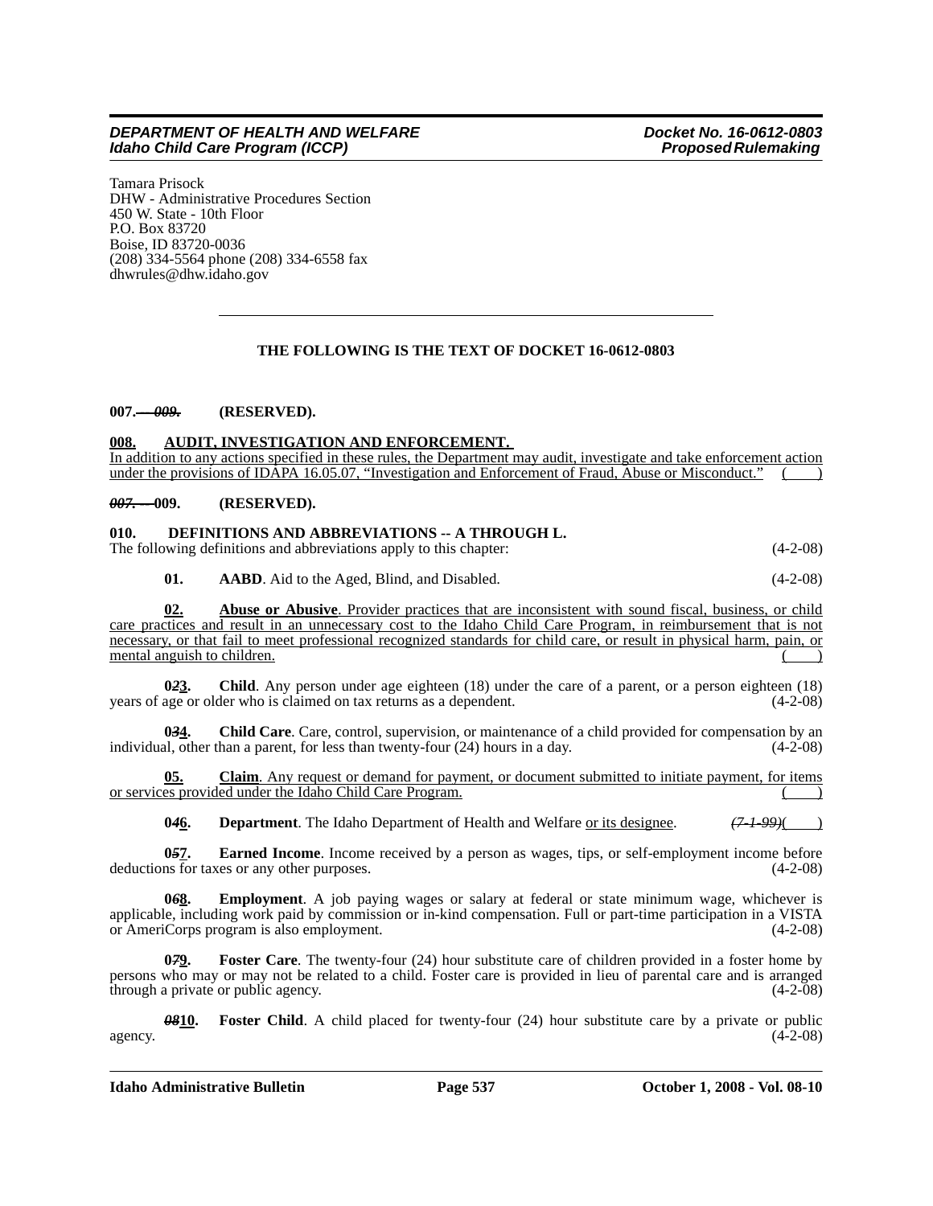Tamara Prisock
DHW - Administrative Procedures Section
450 W. State - 10th Floor
P.O. Box 83720
Boise, ID 83720-0036
(208) 334-5564 phone (208) 334-6558 fax
dhwrules@dhw.idaho.gov

---

**THE FOLLOWING IS THE TEXT OF DOCKET 16-0612-0803**

**007.~~ -- 009.~~ (RESERVED).**

**008. AUDIT, INVESTIGATION AND ENFORCEMENT.**

In addition to any actions specified in these rules, the Department may audit, investigate and take enforcement action under the provisions of IDAPA 16.05.07, "Investigation and Enforcement of Fraud, Abuse or Misconduct." ( )

**~~007. --~~ 009. (RESERVED).**

**010. DEFINITIONS AND ABBREVIATIONS -- A THROUGH L.**

The following definitions and abbreviations apply to this chapter: (4-2-08)

**01. AABD**. Aid to the Aged, Blind, and Disabled. (4-2-08)

**02. Abuse or Abusive**. Provider practices that are inconsistent with sound fiscal, business, or child care practices and result in an unnecessary cost to the Idaho Child Care Program, in reimbursement that is not necessary, or that fail to meet professional recognized standards for child care, or result in physical harm, pain, or mental anguish to children. ( )

**0~~2~~3. Child**. Any person under age eighteen (18) under the care of a parent, or a person eighteen (18) years of age or older who is claimed on tax returns as a dependent. (4-2-08)

**0~~3~~4. Child Care**. Care, control, supervision, or maintenance of a child provided for compensation by an individual, other than a parent, for less than twenty-four (24) hours in a day. (4-2-08)

**05. Claim**. Any request or demand for payment, or document submitted to initiate payment, for items or services provided under the Idaho Child Care Program. ( )

**0~~4~~6. Department**. The Idaho Department of Health and Welfare or its designee. ~~(7-1-99)~~( )

**0~~5~~7. Earned Income**. Income received by a person as wages, tips, or self-employment income before deductions for taxes or any other purposes. (4-2-08)

**0~~6~~8. Employment**. A job paying wages or salary at federal or state minimum wage, whichever is applicable, including work paid by commission or in-kind compensation. Full or part-time participation in a VISTA or AmeriCorps program is also employment. (4-2-08)

**0~~7~~9. Foster Care**. The twenty-four (24) hour substitute care of children provided in a foster home by persons who may or may not be related to a child. Foster care is provided in lieu of parental care and is arranged through a private or public agency. (4-2-08)

**~~08~~10. Foster Child**. A child placed for twenty-four (24) hour substitute care by a private or public agency. (4-2-08)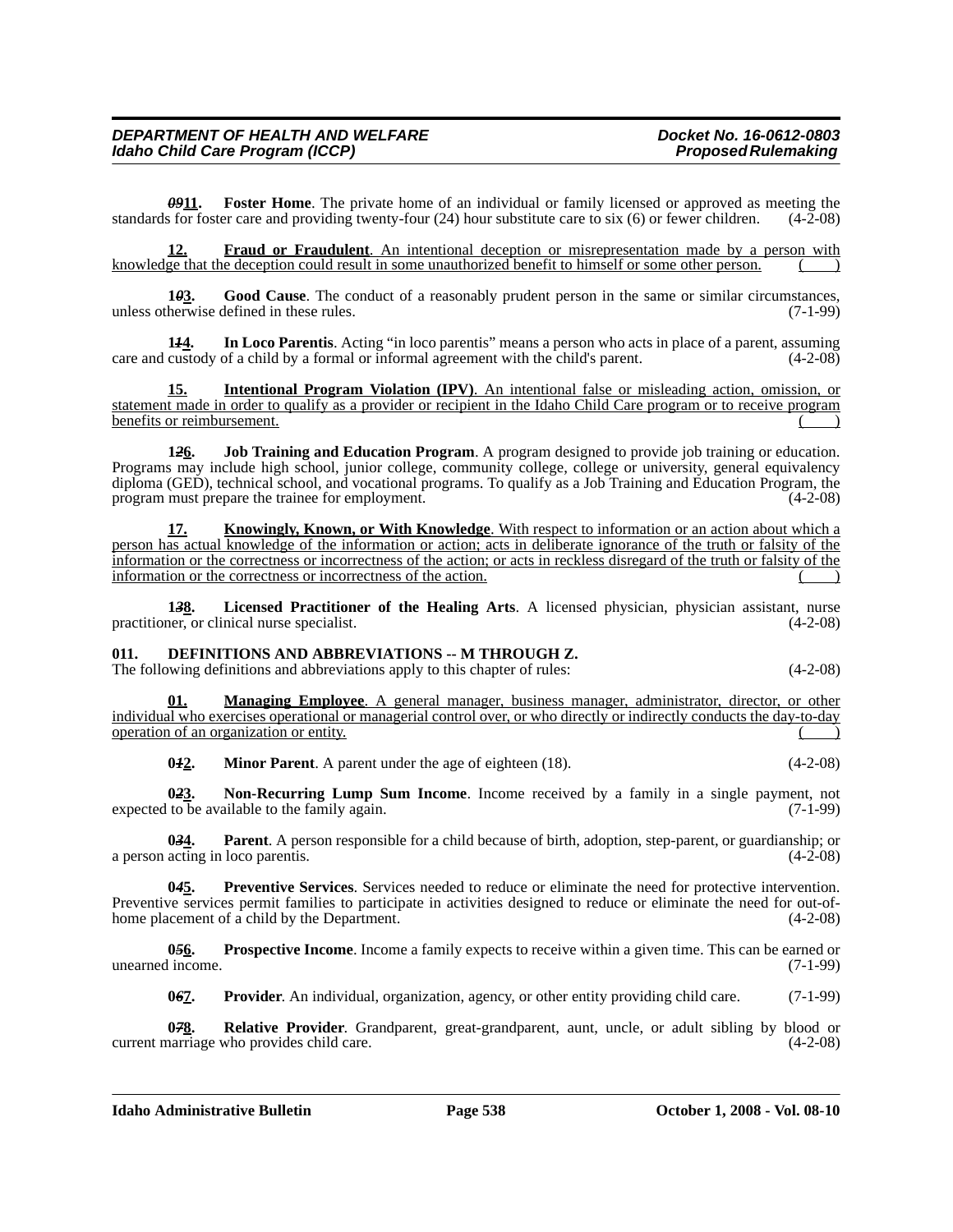***09*11.** **Foster Home**. The private home of an individual or family licensed or approved as meeting the standards for foster care and providing twenty-four (24) hour substitute care to six (6) or fewer children. (4-2-08)

**12.** **Fraud or Fraudulent**. An intentional deception or misrepresentation made by a person with knowledge that the deception could result in some unauthorized benefit to himself or some other person. ( )

**1*0*3.** **Good Cause**. The conduct of a reasonably prudent person in the same or similar circumstances, unless otherwise defined in these rules. (7-1-99)

**1*1*4.** **In Loco Parentis**. Acting "in loco parentis" means a person who acts in place of a parent, assuming care and custody of a child by a formal or informal agreement with the child's parent. (4-2-08)

**15.** **Intentional Program Violation (IPV)**. An intentional false or misleading action, omission, or statement made in order to qualify as a provider or recipient in the Idaho Child Care program or to receive program benefits or reimbursement. ( )

**1*2*6.** **Job Training and Education Program**. A program designed to provide job training or education. Programs may include high school, junior college, community college, college or university, general equivalency diploma (GED), technical school, and vocational programs. To qualify as a Job Training and Education Program, the program must prepare the trainee for employment. (4-2-08)

**17.** **Knowingly, Known, or With Knowledge**. With respect to information or an action about which a person has actual knowledge of the information or action; acts in deliberate ignorance of the truth or falsity of the information or the correctness or incorrectness of the action; or acts in reckless disregard of the truth or falsity of the information or the correctness or incorrectness of the action. ( )

**1*3*8.** **Licensed Practitioner of the Healing Arts**. A licensed physician, physician assistant, nurse practitioner, or clinical nurse specialist. (4-2-08)

**011. DEFINITIONS AND ABBREVIATIONS -- M THROUGH Z.**

The following definitions and abbreviations apply to this chapter of rules: (4-2-08)

**01.** **Managing Employee**. A general manager, business manager, administrator, director, or other individual who exercises operational or managerial control over, or who directly or indirectly conducts the day-to-day operation of an organization or entity. ( )

**0*1*2.** **Minor Parent**. A parent under the age of eighteen (18). (4-2-08)

**0*2*3.** **Non-Recurring Lump Sum Income**. Income received by a family in a single payment, not expected to be available to the family again. (7-1-99)

**0*3*4.** **Parent**. A person responsible for a child because of birth, adoption, step-parent, or guardianship; or a person acting in loco parentis. (4-2-08)

**0*4*5.** **Preventive Services**. Services needed to reduce or eliminate the need for protective intervention. Preventive services permit families to participate in activities designed to reduce or eliminate the need for out-of-home placement of a child by the Department. (4-2-08)

**0*5*6.** **Prospective Income**. Income a family expects to receive within a given time. This can be earned or unearned income. (7-1-99)

**0*6*7.** **Provider**. An individual, organization, agency, or other entity providing child care. (7-1-99)

**0*7*8.** **Relative Provider**. Grandparent, great-grandparent, aunt, uncle, or adult sibling by blood or current marriage who provides child care. (4-2-08)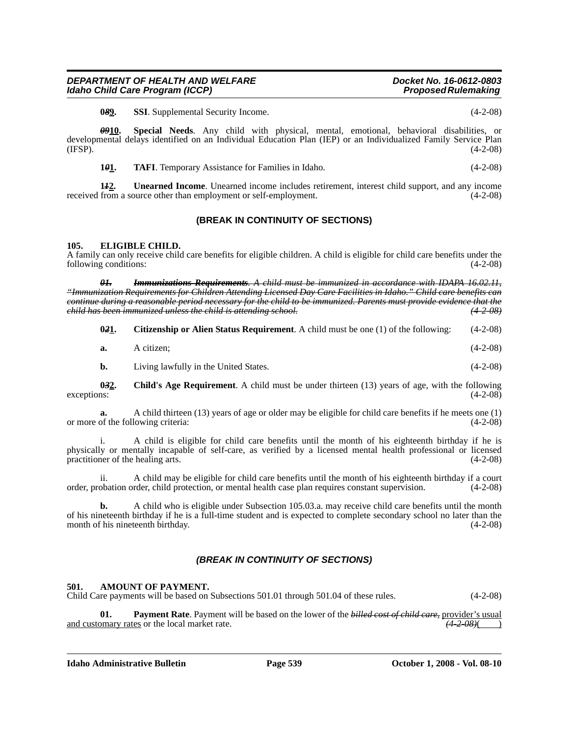**0~~8~~9.** **SSI**. Supplemental Security Income. (4-2-08)

~~09~~**10.** **Special Needs**. Any child with physical, mental, emotional, behavioral disabilities, or developmental delays identified on an Individual Education Plan (IEP) or an Individualized Family Service Plan (IFSP). (4-2-08)

**1~~0~~1.** **TAFI**. Temporary Assistance for Families in Idaho. (4-2-08)

**1~~1~~2.** **Unearned Income**. Unearned income includes retirement, interest child support, and any income received from a source other than employment or self-employment. (4-2-08)

**(BREAK IN CONTINUITY OF SECTIONS)**

**105. ELIGIBLE CHILD.**

A family can only receive child care benefits for eligible children. A child is eligible for child care benefits under the following conditions: (4-2-08)

~~***01. Immunizations Requirements***. *A child must be immunized in accordance with IDAPA 16.02.11, "Immunization Requirements for Children Attending Licensed Day Care Facilities in Idaho." Child care benefits can continue during a reasonable period necessary for the child to be immunized. Parents must provide evidence that the child has been immunized unless the child is attending school.* (4-2-08)~~

**0~~2~~1.** **Citizenship or Alien Status Requirement**. A child must be one (1) of the following: (4-2-08)

**a.** A citizen; (4-2-08)

**b.** Living lawfully in the United States. (4-2-08)

**0~~3~~2.** **Child's Age Requirement**. A child must be under thirteen (13) years of age, with the following exceptions: (4-2-08)

**a.** A child thirteen (13) years of age or older may be eligible for child care benefits if he meets one (1) or more of the following criteria: (4-2-08)

i. A child is eligible for child care benefits until the month of his eighteenth birthday if he is physically or mentally incapable of self-care, as verified by a licensed mental health professional or licensed practitioner of the healing arts. (4-2-08)

ii. A child may be eligible for child care benefits until the month of his eighteenth birthday if a court order, probation order, child protection, or mental health case plan requires constant supervision. (4-2-08)

**b.** A child who is eligible under Subsection 105.03.a. may receive child care benefits until the month of his nineteenth birthday if he is a full-time student and is expected to complete secondary school no later than the month of his nineteenth birthday. (4-2-08)

***(BREAK IN CONTINUITY OF SECTIONS)***

**501. AMOUNT OF PAYMENT.**

Child Care payments will be based on Subsections 501.01 through 501.04 of these rules. (4-2-08)

**01.** **Payment Rate**. Payment will be based on the lower of the ~~*billed cost of child care*,~~ <u>provider's usual and customary rates</u> or the local market rate. ~~*(4-2-08)*~~( )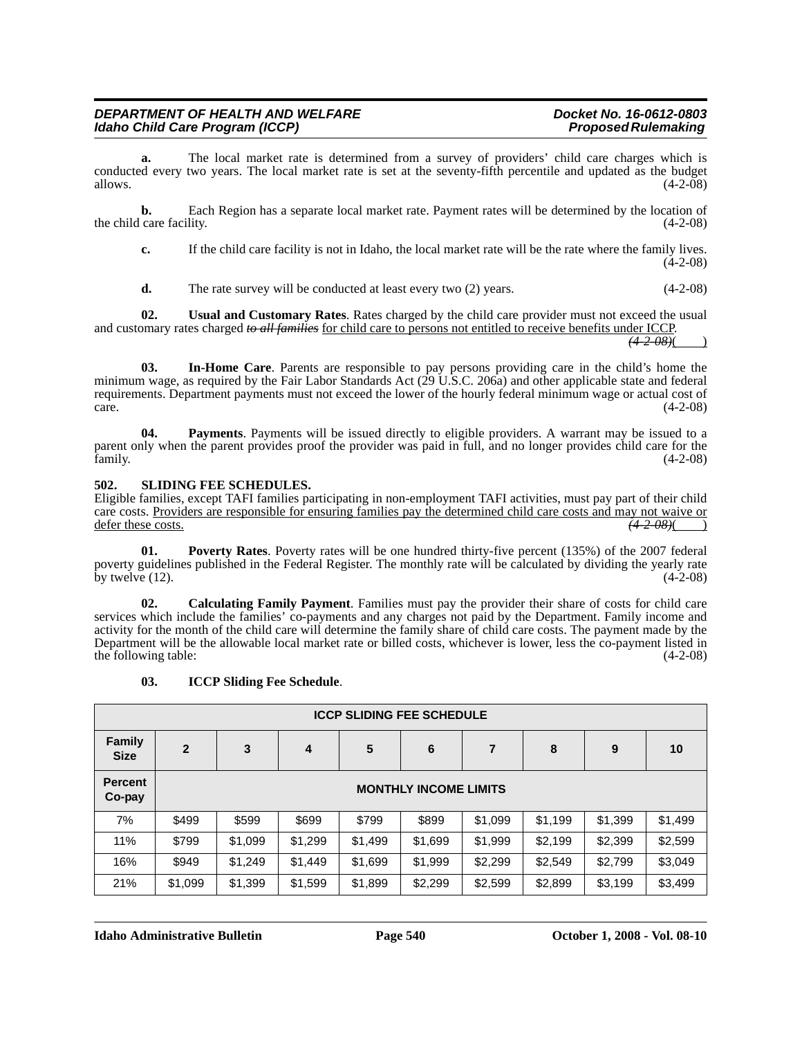**a.** The local market rate is determined from a survey of providers' child care charges which is conducted every two years. The local market rate is set at the seventy-fifth percentile and updated as the budget allows. (4-2-08)

**b.** Each Region has a separate local market rate. Payment rates will be determined by the location of the child care facility. (4-2-08)

**c.** If the child care facility is not in Idaho, the local market rate will be the rate where the family lives. (4-2-08)

**d.** The rate survey will be conducted at least every two (2) years. (4-2-08)

**02. Usual and Customary Rates**. Rates charged by the child care provider must not exceed the usual and customary rates charged ~~*to all families*~~ <u>for child care to persons not entitled to receive benefits under ICCP</u>. ~~*(4-2-08)*~~(        )

**03. In-Home Care**. Parents are responsible to pay persons providing care in the child's home the minimum wage, as required by the Fair Labor Standards Act (29 U.S.C. 206a) and other applicable state and federal requirements. Department payments must not exceed the lower of the hourly federal minimum wage or actual cost of care. (4-2-08)

**04. Payments**. Payments will be issued directly to eligible providers. A warrant may be issued to a parent only when the parent provides proof the provider was paid in full, and no longer provides child care for the family. (4-2-08)

**502. SLIDING FEE SCHEDULES.**

Eligible families, except TAFI families participating in non-employment TAFI activities, must pay part of their child care costs. <u>Providers are responsible for ensuring families pay the determined child care costs and may not waive or defer these costs.</u> ~~*(4-2-08)*~~(        )

**01. Poverty Rates**. Poverty rates will be one hundred thirty-five percent (135%) of the 2007 federal poverty guidelines published in the Federal Register. The monthly rate will be calculated by dividing the yearly rate by twelve (12). (4-2-08)

**02. Calculating Family Payment**. Families must pay the provider their share of costs for child care services which include the families' co-payments and any charges not paid by the Department. Family income and activity for the month of the child care will determine the family share of child care costs. The payment made by the Department will be the allowable local market rate or billed costs, whichever is lower, less the co-payment listed in the following table: (4-2-08)

**03. ICCP Sliding Fee Schedule**.

| ICCP SLIDING FEE SCHEDULE | | | | | | | | | |
|---|---|---|---|---|---|---|---|---|---|
| **Family Size** | **2** | **3** | **4** | **5** | **6** | **7** | **8** | **9** | **10** |
| **Percent Co-pay** | **MONTHLY INCOME LIMITS** | | | | | | | | |
| 7% | $499 | $599 | $699 | $799 | $899 | $1,099 | $1,199 | $1,399 | $1,499 |
| 11% | $799 | $1,099 | $1,299 | $1,499 | $1,699 | $1,999 | $2,199 | $2,399 | $2,599 |
| 16% | $949 | $1,249 | $1,449 | $1,699 | $1,999 | $2,299 | $2,549 | $2,799 | $3,049 |
| 21% | $1,099 | $1,399 | $1,599 | $1,899 | $2,299 | $2,599 | $2,899 | $3,199 | $3,499 |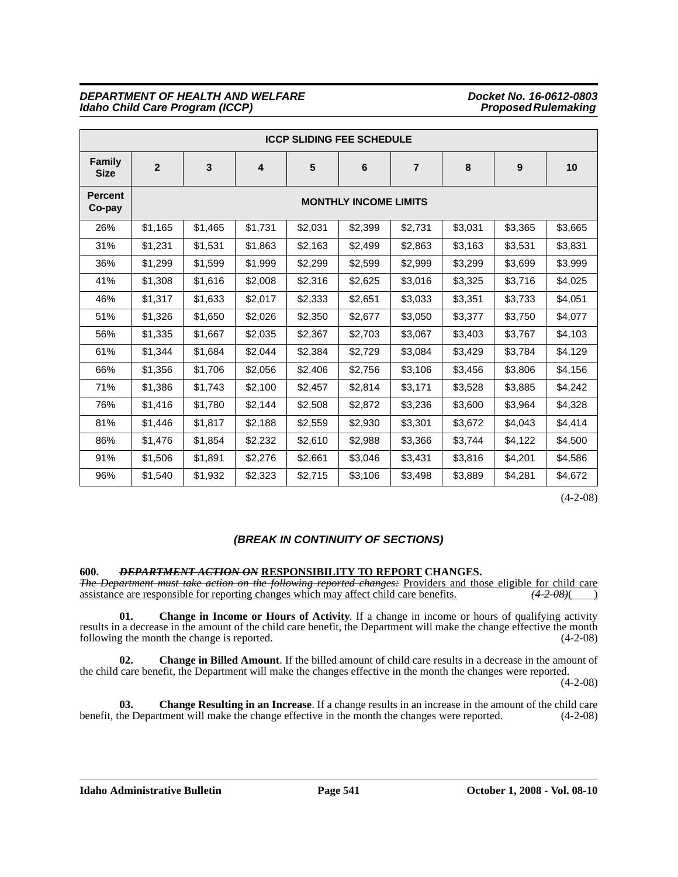| ICCP SLIDING FEE SCHEDULE | | | | | | | | | |
|---|---|---|---|---|---|---|---|---|---|
| **Family Size** | **2** | **3** | **4** | **5** | **6** | **7** | **8** | **9** | **10** |
| **Percent Co-pay** | **MONTHLY INCOME LIMITS** | | | | | | | | |
| 26% | $1,165 | $1,465 | $1,731 | $2,031 | $2,399 | $2,731 | $3,031 | $3,365 | $3,665 |
| 31% | $1,231 | $1,531 | $1,863 | $2,163 | $2,499 | $2,863 | $3,163 | $3,531 | $3,831 |
| 36% | $1,299 | $1,599 | $1,999 | $2,299 | $2,599 | $2,999 | $3,299 | $3,699 | $3,999 |
| 41% | $1,308 | $1,616 | $2,008 | $2,316 | $2,625 | $3,016 | $3,325 | $3,716 | $4,025 |
| 46% | $1,317 | $1,633 | $2,017 | $2,333 | $2,651 | $3,033 | $3,351 | $3,733 | $4,051 |
| 51% | $1,326 | $1,650 | $2,026 | $2,350 | $2,677 | $3,050 | $3,377 | $3,750 | $4,077 |
| 56% | $1,335 | $1,667 | $2,035 | $2,367 | $2,703 | $3,067 | $3,403 | $3,767 | $4,103 |
| 61% | $1,344 | $1,684 | $2,044 | $2,384 | $2,729 | $3,084 | $3,429 | $3,784 | $4,129 |
| 66% | $1,356 | $1,706 | $2,056 | $2,406 | $2,756 | $3,106 | $3,456 | $3,806 | $4,156 |
| 71% | $1,386 | $1,743 | $2,100 | $2,457 | $2,814 | $3,171 | $3,528 | $3,885 | $4,242 |
| 76% | $1,416 | $1,780 | $2,144 | $2,508 | $2,872 | $3,236 | $3,600 | $3,964 | $4,328 |
| 81% | $1,446 | $1,817 | $2,188 | $2,559 | $2,930 | $3,301 | $3,672 | $4,043 | $4,414 |
| 86% | $1,476 | $1,854 | $2,232 | $2,610 | $2,988 | $3,366 | $3,744 | $4,122 | $4,500 |
| 91% | $1,506 | $1,891 | $2,276 | $2,661 | $3,046 | $3,431 | $3,816 | $4,201 | $4,586 |
| 96% | $1,540 | $1,932 | $2,323 | $2,715 | $3,106 | $3,498 | $3,889 | $4,281 | $4,672 |

(4-2-08)

***(BREAK IN CONTINUITY OF SECTIONS)***

**600. ~~*DEPARTMENT ACTION ON*~~ <u>RESPONSIBILITY TO REPORT</u> CHANGES.**

~~*The Department must take action on the following reported changes:*~~ <u>Providers and those eligible for child care assistance are responsible for reporting changes which may affect child care benefits.</u> ~~*(4-2-08)*~~( )

**01. Change in Income or Hours of Activity**. If a change in income or hours of qualifying activity results in a decrease in the amount of the child care benefit, the Department will make the change effective the month following the month the change is reported. (4-2-08)

**02. Change in Billed Amount**. If the billed amount of child care results in a decrease in the amount of the child care benefit, the Department will make the changes effective in the month the changes were reported. (4-2-08)

**03. Change Resulting in an Increase**. If a change results in an increase in the amount of the child care benefit, the Department will make the change effective in the month the changes were reported. (4-2-08)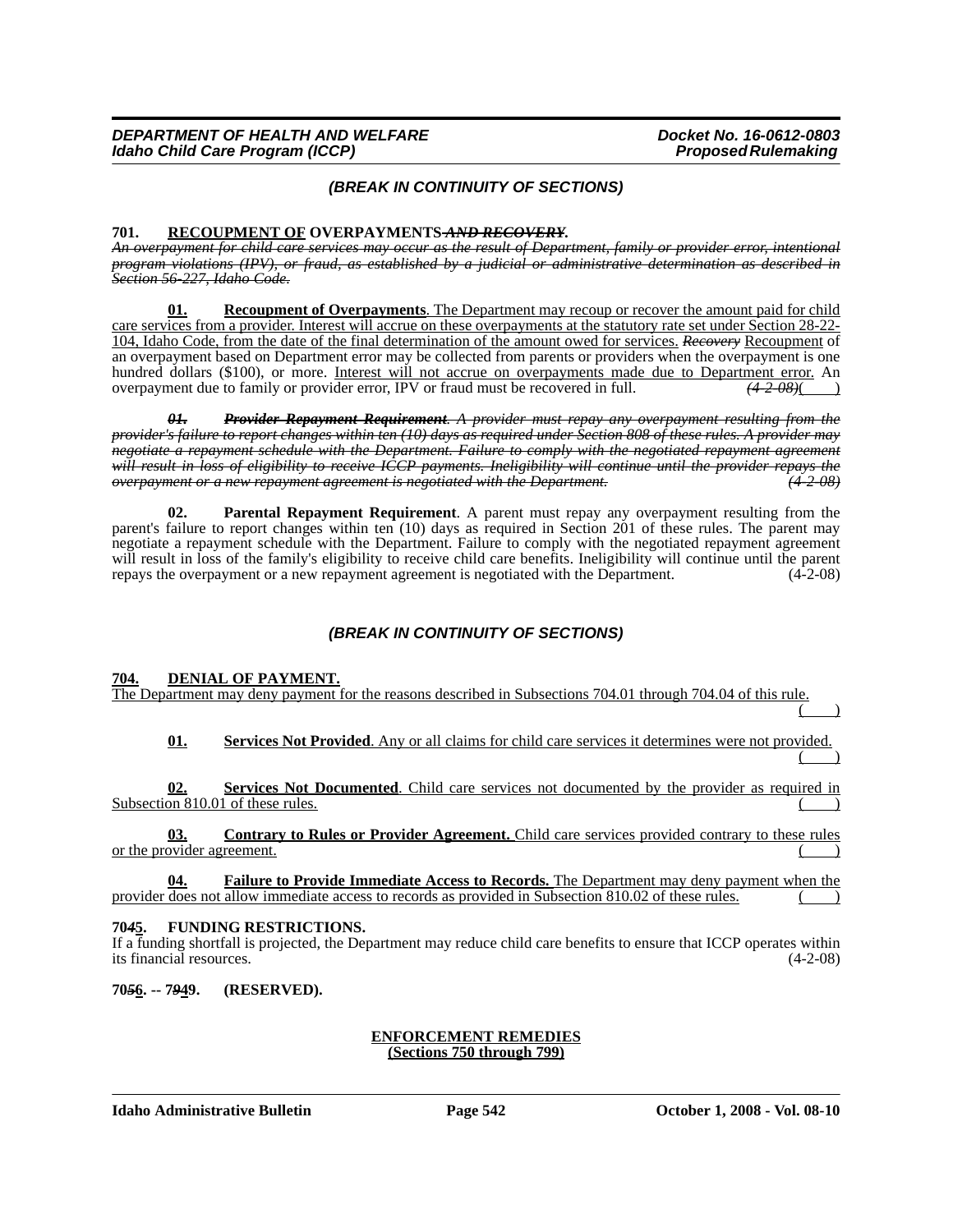*(BREAK IN CONTINUITY OF SECTIONS)*

**701. RECOUPMENT OF OVERPAYMENTS ~~AND RECOVERY~~.**

~~*An overpayment for child care services may occur as the result of Department, family or provider error, intentional program violations (IPV), or fraud, as established by a judicial or administrative determination as described in Section 56-227, Idaho Code.*~~

**01. Recoupment of Overpayments**. The Department may recoup or recover the amount paid for child care services from a provider. Interest will accrue on these overpayments at the statutory rate set under Section 28-22-104, Idaho Code, from the date of the final determination of the amount owed for services. ~~*Recovery*~~ Recoupment of an overpayment based on Department error may be collected from parents or providers when the overpayment is one hundred dollars ($100), or more. Interest will not accrue on overpayments made due to Department error. An overpayment due to family or provider error, IPV or fraud must be recovered in full. ~~*(4-2-08)*~~( )

~~***01. Provider Repayment Requirement***. *A provider must repay any overpayment resulting from the provider's failure to report changes within ten (10) days as required under Section 808 of these rules. A provider may negotiate a repayment schedule with the Department. Failure to comply with the negotiated repayment agreement will result in loss of eligibility to receive ICCP payments. Ineligibility will continue until the provider repays the overpayment or a new repayment agreement is negotiated with the Department. (4-2-08)*~~

**02. Parental Repayment Requirement**. A parent must repay any overpayment resulting from the parent's failure to report changes within ten (10) days as required in Section 201 of these rules. The parent may negotiate a repayment schedule with the Department. Failure to comply with the negotiated repayment agreement will result in loss of the family's eligibility to receive child care benefits. Ineligibility will continue until the parent repays the overpayment or a new repayment agreement is negotiated with the Department. (4-2-08)

*(BREAK IN CONTINUITY OF SECTIONS)*

**704. DENIAL OF PAYMENT.**

The Department may deny payment for the reasons described in Subsections 704.01 through 704.04 of this rule. ( )

**01. Services Not Provided**. Any or all claims for child care services it determines were not provided. ( )

**02. Services Not Documented**. Child care services not documented by the provider as required in Subsection 810.01 of these rules. ( )

**03. Contrary to Rules or Provider Agreement.** Child care services provided contrary to these rules or the provider agreement. ( )

**04. Failure to Provide Immediate Access to Records.** The Department may deny payment when the provider does not allow immediate access to records as provided in Subsection 810.02 of these rules. ( )

**70~~*4*~~5. FUNDING RESTRICTIONS.**

If a funding shortfall is projected, the Department may reduce child care benefits to ensure that ICCP operates within its financial resources. (4-2-08)

**70~~*5*~~6. -- 7~~*9*~~49. (RESERVED).**

**ENFORCEMENT REMEDIES**
**(Sections 750 through 799)**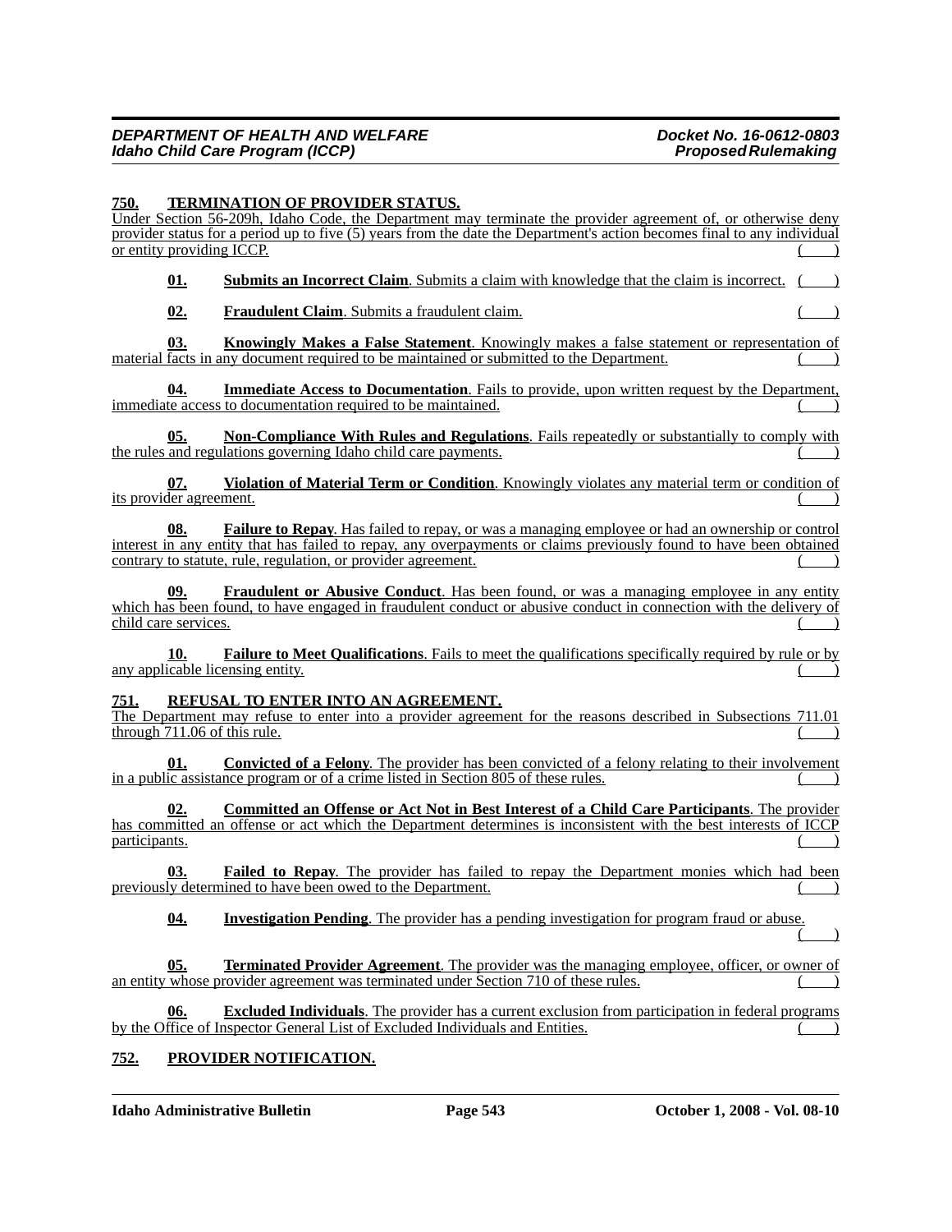**750. TERMINATION OF PROVIDER STATUS.**

Under Section 56-209h, Idaho Code, the Department may terminate the provider agreement of, or otherwise deny provider status for a period up to five (5) years from the date the Department's action becomes final to any individual or entity providing ICCP. ( )

**01. Submits an Incorrect Claim**. Submits a claim with knowledge that the claim is incorrect. ( )

**02. Fraudulent Claim**. Submits a fraudulent claim. ( )

**03. Knowingly Makes a False Statement**. Knowingly makes a false statement or representation of material facts in any document required to be maintained or submitted to the Department. ( )

**04. Immediate Access to Documentation**. Fails to provide, upon written request by the Department, immediate access to documentation required to be maintained. ( )

**05. Non-Compliance With Rules and Regulations**. Fails repeatedly or substantially to comply with the rules and regulations governing Idaho child care payments. ( )

**07. Violation of Material Term or Condition**. Knowingly violates any material term or condition of its provider agreement. ( )

**08. Failure to Repay**. Has failed to repay, or was a managing employee or had an ownership or control interest in any entity that has failed to repay, any overpayments or claims previously found to have been obtained contrary to statute, rule, regulation, or provider agreement. ( )

**09. Fraudulent or Abusive Conduct**. Has been found, or was a managing employee in any entity which has been found, to have engaged in fraudulent conduct or abusive conduct in connection with the delivery of child care services. ( )

**10. Failure to Meet Qualifications**. Fails to meet the qualifications specifically required by rule or by any applicable licensing entity. ( )

**751. REFUSAL TO ENTER INTO AN AGREEMENT.**

The Department may refuse to enter into a provider agreement for the reasons described in Subsections 711.01 through 711.06 of this rule. ( )

**01. Convicted of a Felony**. The provider has been convicted of a felony relating to their involvement in a public assistance program or of a crime listed in Section 805 of these rules. ( )

**02. Committed an Offense or Act Not in Best Interest of a Child Care Participants**. The provider has committed an offense or act which the Department determines is inconsistent with the best interests of ICCP participants. ( )

**03. Failed to Repay**. The provider has failed to repay the Department monies which had been previously determined to have been owed to the Department. ( )

**04. Investigation Pending**. The provider has a pending investigation for program fraud or abuse. ( )

**05. Terminated Provider Agreement**. The provider was the managing employee, officer, or owner of an entity whose provider agreement was terminated under Section 710 of these rules. ( )

**06. Excluded Individuals**. The provider has a current exclusion from participation in federal programs by the Office of Inspector General List of Excluded Individuals and Entities. ( )

**752. PROVIDER NOTIFICATION.**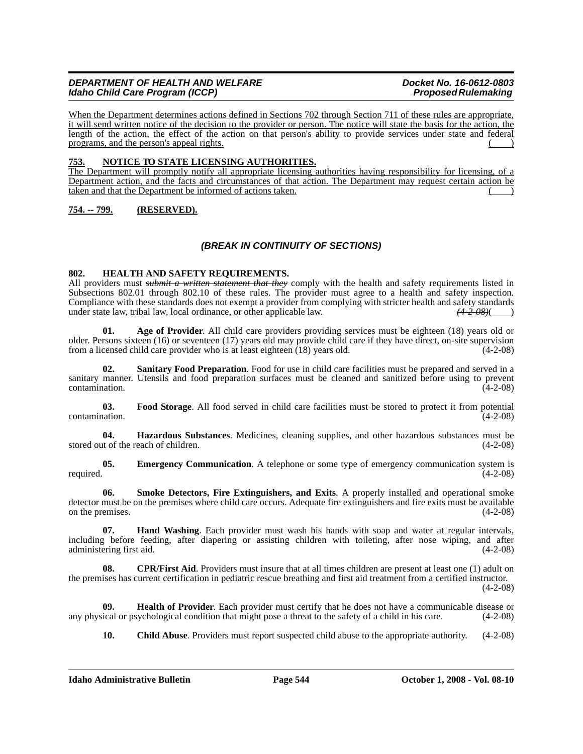When the Department determines actions defined in Sections 702 through Section 711 of these rules are appropriate, it will send written notice of the decision to the provider or person. The notice will state the basis for the action, the length of the action, the effect of the action on that person's ability to provide services under state and federal programs, and the person's appeal rights. ( )

**753. NOTICE TO STATE LICENSING AUTHORITIES.**

The Department will promptly notify all appropriate licensing authorities having responsibility for licensing, of a Department action, and the facts and circumstances of that action. The Department may request certain action be taken and that the Department be informed of actions taken. ( )

**754. -- 799. (RESERVED).**

***(BREAK IN CONTINUITY OF SECTIONS)***

**802. HEALTH AND SAFETY REQUIREMENTS.**

All providers must ~~*submit a written statement that they*~~ comply with the health and safety requirements listed in Subsections 802.01 through 802.10 of these rules. The provider must agree to a health and safety inspection. Compliance with these standards does not exempt a provider from complying with stricter health and safety standards under state law, tribal law, local ordinance, or other applicable law. ~~*(4-2-08)*~~( )

**01. Age of Provider**. All child care providers providing services must be eighteen (18) years old or older. Persons sixteen (16) or seventeen (17) years old may provide child care if they have direct, on-site supervision from a licensed child care provider who is at least eighteen (18) years old. (4-2-08)

**02. Sanitary Food Preparation**. Food for use in child care facilities must be prepared and served in a sanitary manner. Utensils and food preparation surfaces must be cleaned and sanitized before using to prevent contamination. (4-2-08)

**03. Food Storage**. All food served in child care facilities must be stored to protect it from potential contamination. (4-2-08)

**04. Hazardous Substances**. Medicines, cleaning supplies, and other hazardous substances must be stored out of the reach of children. (4-2-08)

**05. Emergency Communication**. A telephone or some type of emergency communication system is required. (4-2-08)

**06. Smoke Detectors, Fire Extinguishers, and Exits**. A properly installed and operational smoke detector must be on the premises where child care occurs. Adequate fire extinguishers and fire exits must be available on the premises. (4-2-08)

**07. Hand Washing**. Each provider must wash his hands with soap and water at regular intervals, including before feeding, after diapering or assisting children with toileting, after nose wiping, and after administering first aid. (4-2-08)

**08. CPR/First Aid**. Providers must insure that at all times children are present at least one (1) adult on the premises has current certification in pediatric rescue breathing and first aid treatment from a certified instructor. (4-2-08)

**09. Health of Provider**. Each provider must certify that he does not have a communicable disease or any physical or psychological condition that might pose a threat to the safety of a child in his care. (4-2-08)

**10. Child Abuse**. Providers must report suspected child abuse to the appropriate authority. (4-2-08)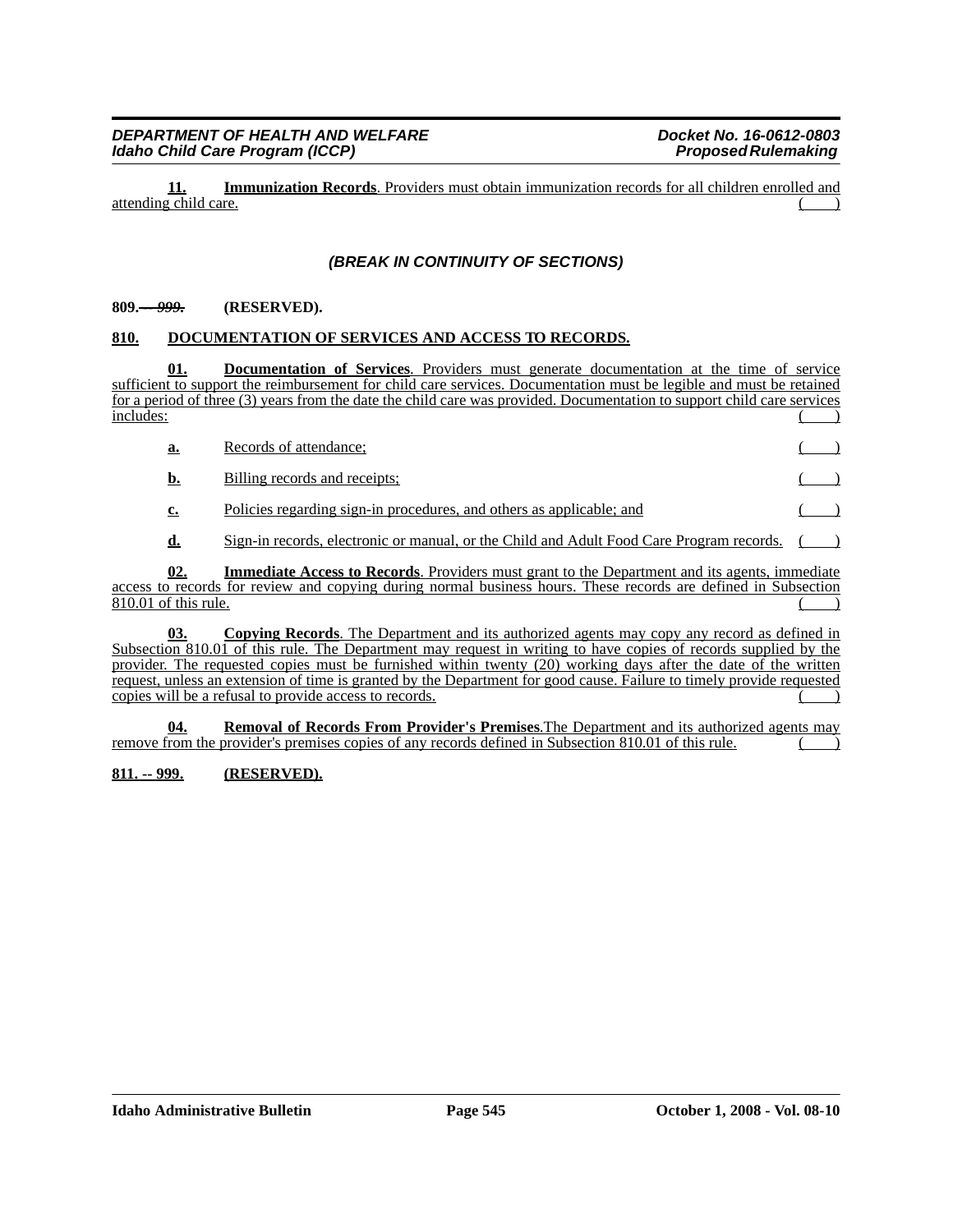**11. Immunization Records**. Providers must obtain immunization records for all children enrolled and attending child care. ( )

***(BREAK IN CONTINUITY OF SECTIONS)***

**809. -- ~~999.~~ (RESERVED).**

**810. DOCUMENTATION OF SERVICES AND ACCESS TO RECORDS.**

**01. Documentation of Services**. Providers must generate documentation at the time of service sufficient to support the reimbursement for child care services. Documentation must be legible and must be retained for a period of three (3) years from the date the child care was provided. Documentation to support child care services includes: ( )

**a.** Records of attendance; ( )

**b.** Billing records and receipts; ( )

**c.** Policies regarding sign-in procedures, and others as applicable; and ( )

**d.** Sign-in records, electronic or manual, or the Child and Adult Food Care Program records. ( )

**02. Immediate Access to Records**. Providers must grant to the Department and its agents, immediate access to records for review and copying during normal business hours. These records are defined in Subsection 810.01 of this rule. ( )

**03. Copying Records**. The Department and its authorized agents may copy any record as defined in Subsection 810.01 of this rule. The Department may request in writing to have copies of records supplied by the provider. The requested copies must be furnished within twenty (20) working days after the date of the written request, unless an extension of time is granted by the Department for good cause. Failure to timely provide requested copies will be a refusal to provide access to records. ( )

**04. Removal of Records From Provider's Premises**. The Department and its authorized agents may remove from the provider's premises copies of any records defined in Subsection 810.01 of this rule. ( )

**811. -- 999. (RESERVED).**